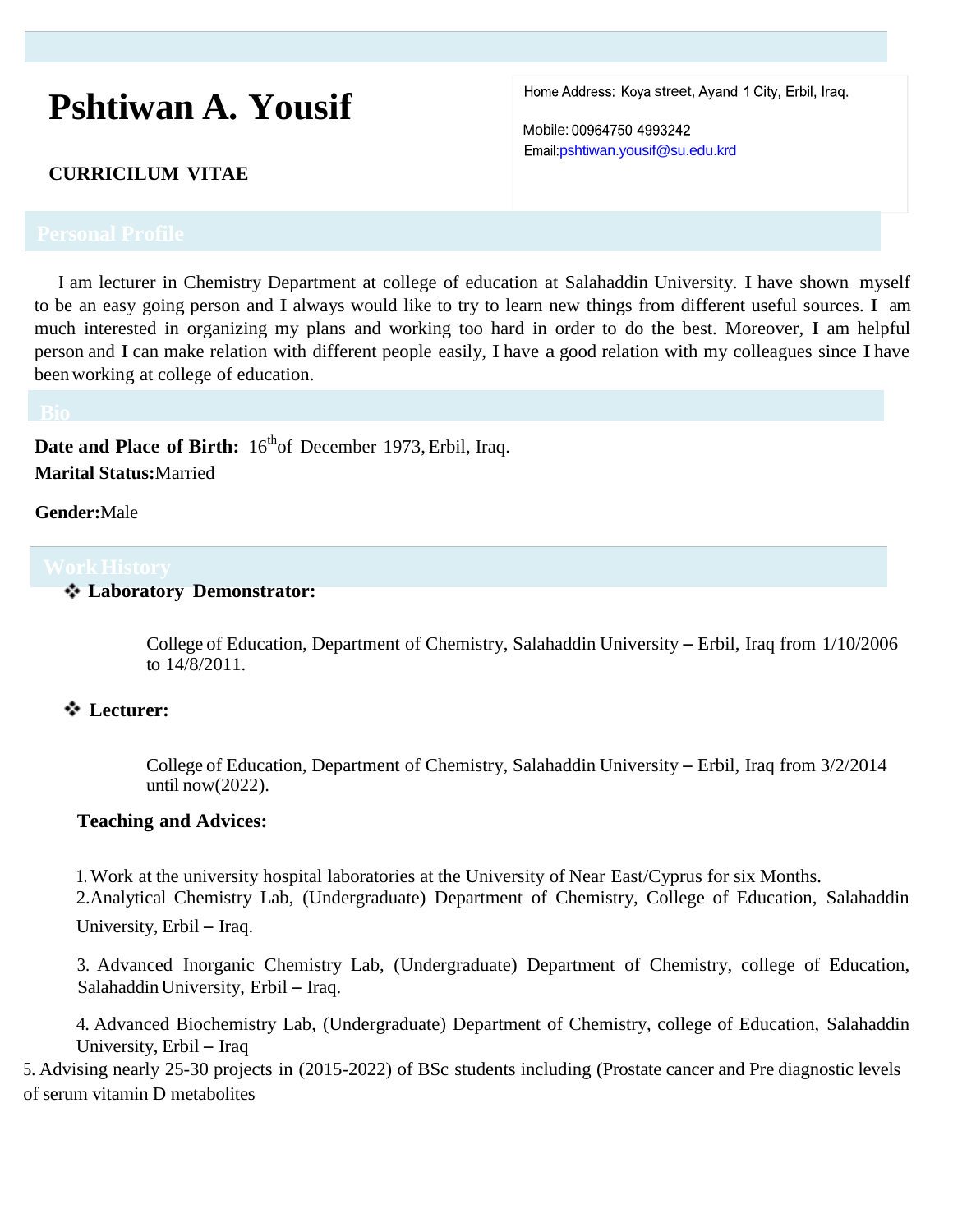# Pshtiwan A. Yousif

**CURRICILUM VITAE**

Home Address: Koya street, Ayand 1 City, Erbil, Iraq.

Mobile: 00964750 4993242

Email: pshtiwan.yousif@su.edu.krd

## Personal Profile

I am lecturer in Chemistry Department at college of education at Salahaddin University. I have shown myself to be an easy going person and I always would like to try to learn new things from different useful sources. I am much interested in organizing my plans and working too hard in order to do the best. Moreover, I am helpful person and I can make relation with different people easily, I have a good relation with my colleagues since I have been working at college of education.

## Bio

**Date and Place of Birth:** 16th of December 1973, Erbil, Iraq.

**Marital Status:** Married

**Gender:** Male

## Work History

- **Laboratory Demonstrator:**

  College of Education, Department of Chemistry, Salahaddin University – Erbil, Iraq from 1/10/2006 to 14/8/2011.

- **Lecturer:**

  College of Education, Department of Chemistry, Salahaddin University – Erbil, Iraq from 3/2/2014 until now(2022).

**Teaching and Advices:**

1. Work at the university hospital laboratories at the University of Near East/Cyprus for six Months.
2. Analytical Chemistry Lab, (Undergraduate) Department of Chemistry, College of Education, Salahaddin University, Erbil – Iraq.
3. Advanced Inorganic Chemistry Lab, (Undergraduate) Department of Chemistry, college of Education, Salahaddin University, Erbil – Iraq.
4. Advanced Biochemistry Lab, (Undergraduate) Department of Chemistry, college of Education, Salahaddin University, Erbil – Iraq
5. Advising nearly 25-30 projects in (2015-2022) of BSc students including (Prostate cancer and Pre diagnostic levels of serum vitamin D metabolites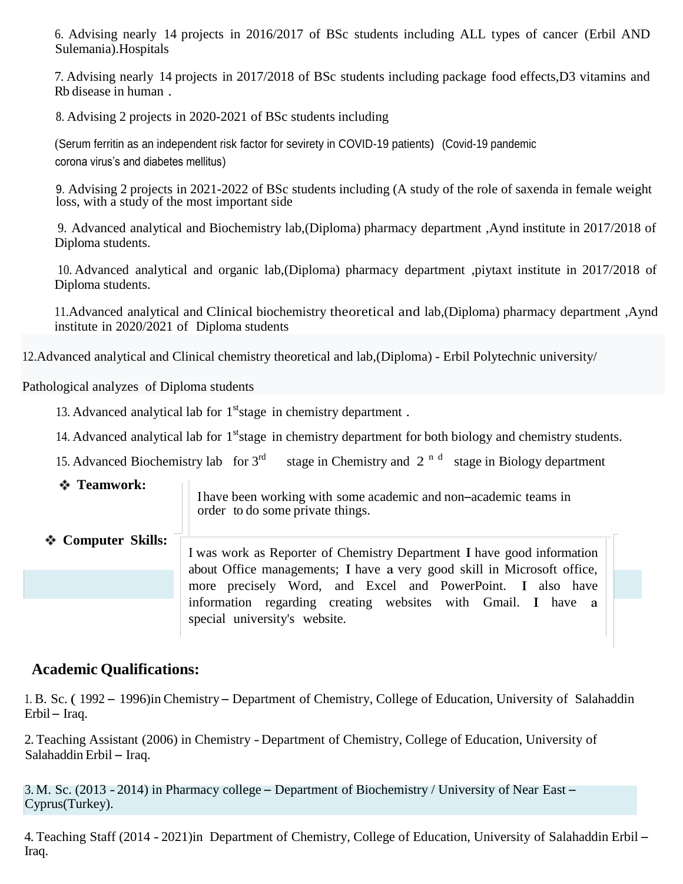6. Advising nearly 14 projects in 2016/2017 of BSc students including ALL types of cancer (Erbil AND Sulemania).Hospitals

7. Advising nearly 14 projects in 2017/2018 of BSc students including package food effects,D3 vitamins and Rb disease in human .

8. Advising 2 projects in 2020-2021 of BSc students including

(Serum ferritin as an independent risk factor for sevirety in COVID-19 patients) (Covid-19 pandemic corona virus's and diabetes mellitus)

9. Advising 2 projects in 2021-2022 of BSc students including (A study of the role of saxenda in female weight loss, with a study of the most important side

9. Advanced analytical and Biochemistry lab,(Diploma) pharmacy department ,Aynd institute in 2017/2018 of Diploma students.

10. Advanced analytical and organic lab,(Diploma) pharmacy department ,piytaxt institute in 2017/2018 of Diploma students.

11.Advanced analytical and Clinical biochemistry theoretical and lab,(Diploma) pharmacy department ,Aynd institute in 2020/2021 of Diploma students

12.Advanced analytical and Clinical chemistry theoretical and lab,(Diploma) - Erbil Polytechnic university/

Pathological analyzes of Diploma students

13. Advanced analytical lab for 1st stage in chemistry department .

14. Advanced analytical lab for 1st stage in chemistry department for both biology and chemistry students.

15. Advanced Biochemistry lab for 3rd stage in Chemistry and 2nd stage in Biology department

- **Teamwork:** I have been working with some academic and non–academic teams in order to do some private things.

- **Computer Skills:** I was work as Reporter of Chemistry Department I have good information about Office managements; I have a very good skill in Microsoft office, more precisely Word, and Excel and PowerPoint. I also have information regarding creating websites with Gmail. I have a special university's website.

## Academic Qualifications:

1. B. Sc. ( 1992 – 1996)in Chemistry – Department of Chemistry, College of Education, University of Salahaddin Erbil – Iraq.

2. Teaching Assistant (2006) in Chemistry - Department of Chemistry, College of Education, University of Salahaddin Erbil – Iraq.

3. M. Sc. (2013 - 2014) in Pharmacy college – Department of Biochemistry / University of Near East – Cyprus(Turkey).

4. Teaching Staff (2014 - 2021)in Department of Chemistry, College of Education, University of Salahaddin Erbil – Iraq.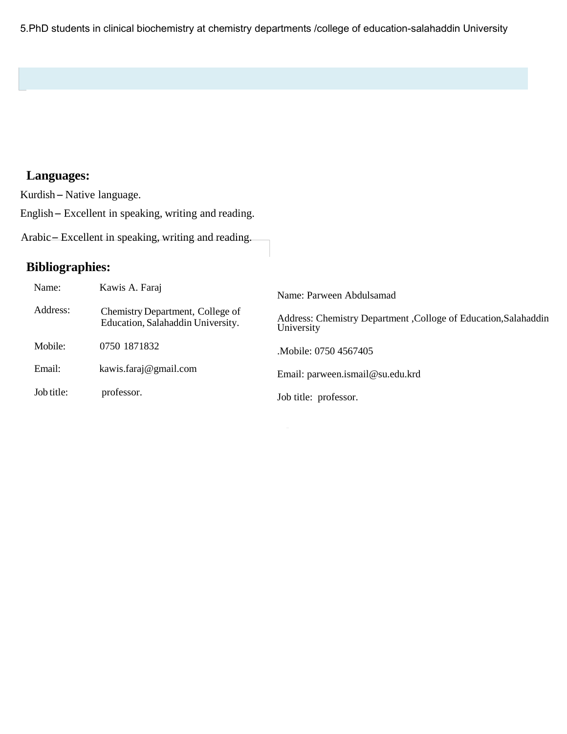5.PhD students in clinical biochemistry at chemistry departments /college of education-salahaddin University

## Languages:

Kurdish – Native language.

English – Excellent in speaking, writing and reading.

Arabic – Excellent in speaking, writing and reading.

## Bibliographies:

| | |
|---|---|
| Name: | Kawis A. Faraj |
| Address: | Chemistry Department, College of Education, Salahaddin University. |
| Mobile: | 0750 1871832 |
| Email: | kawis.faraj@gmail.com |
| Job title: | professor. |

Name: Parween Abdulsamad

Address: Chemistry Department ,Colloge of Education,Salahaddin University

.Mobile: 0750 4567405

Email: parween.ismail@su.edu.krd

Job title: professor.